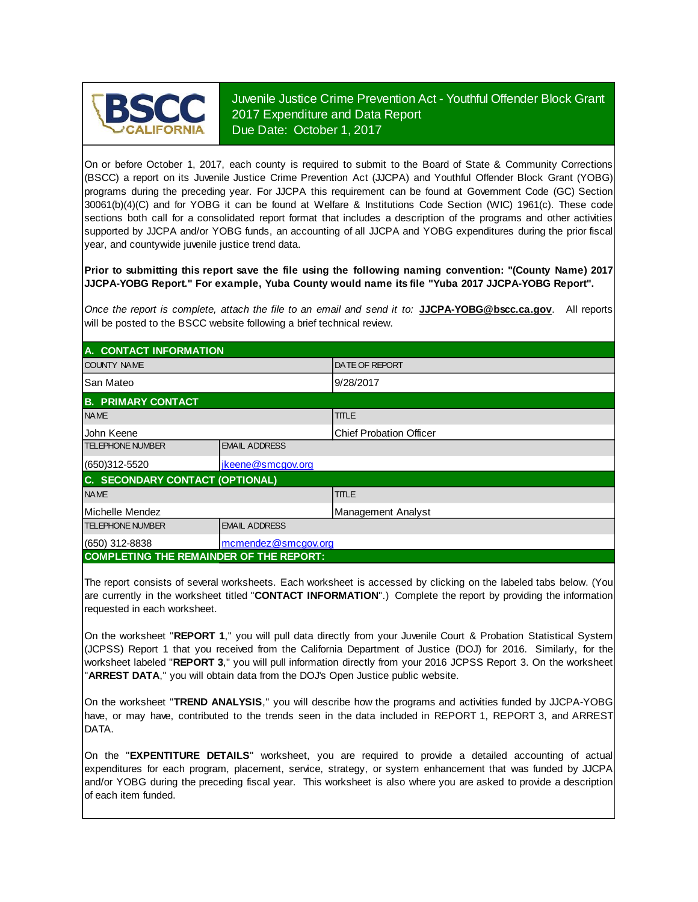BSCC CALIFORNIA

# Juvenile Justice Crime Prevention Act - Youthful Offender Block Grant
## 2017 Expenditure and Data Report
Due Date: October 1, 2017

On or before October 1, 2017, each county is required to submit to the Board of State & Community Corrections (BSCC) a report on its Juvenile Justice Crime Prevention Act (JJCPA) and Youthful Offender Block Grant (YOBG) programs during the preceding year. For JJCPA this requirement can be found at Government Code (GC) Section 30061(b)(4)(C) and for YOBG it can be found at Welfare & Institutions Code Section (WIC) 1961(c). These code sections both call for a consolidated report format that includes a description of the programs and other activities supported by JJCPA and/or YOBG funds, an accounting of all JJCPA and YOBG expenditures during the prior fiscal year, and countywide juvenile justice trend data.

**Prior to submitting this report save the file using the following naming convention: "(County Name) 2017 JJCPA-YOBG Report." For example, Yuba County would name its file "Yuba 2017 JJCPA-YOBG Report".**

*Once the report is complete, attach the file to an email and send it to:* **JJCPA-YOBG@bscc.ca.gov**. All reports will be posted to the BSCC website following a brief technical review.

### A. CONTACT INFORMATION

| COUNTY NAME | DATE OF REPORT |
|---|---|
| San Mateo | 9/28/2017 |

### B. PRIMARY CONTACT

| NAME | TITLE |
|---|---|
| John Keene | Chief Probation Officer |

| TELEPHONE NUMBER | EMAIL ADDRESS |
|---|---|
| (650)312-5520 | jkeene@smcgov.org |

### C. SECONDARY CONTACT (OPTIONAL)

| NAME | TITLE |
|---|---|
| Michelle Mendez | Management Analyst |

| TELEPHONE NUMBER | EMAIL ADDRESS |
|---|---|
| (650) 312-8838 | mcmendez@smcgov.org |

### COMPLETING THE REMAINDER OF THE REPORT:

The report consists of several worksheets. Each worksheet is accessed by clicking on the labeled tabs below. (You are currently in the worksheet titled "**CONTACT INFORMATION**".) Complete the report by providing the information requested in each worksheet.

On the worksheet "**REPORT 1**," you will pull data directly from your Juvenile Court & Probation Statistical System (JCPSS) Report 1 that you received from the California Department of Justice (DOJ) for 2016. Similarly, for the worksheet labeled "**REPORT 3**," you will pull information directly from your 2016 JCPSS Report 3. On the worksheet "**ARREST DATA**," you will obtain data from the DOJ's Open Justice public website.

On the worksheet "**TREND ANALYSIS**," you will describe how the programs and activities funded by JJCPA-YOBG have, or may have, contributed to the trends seen in the data included in REPORT 1, REPORT 3, and ARREST DATA.

On the "**EXPENTITURE DETAILS**" worksheet, you are required to provide a detailed accounting of actual expenditures for each program, placement, service, strategy, or system enhancement that was funded by JJCPA and/or YOBG during the preceding fiscal year. This worksheet is also where you are asked to provide a description of each item funded.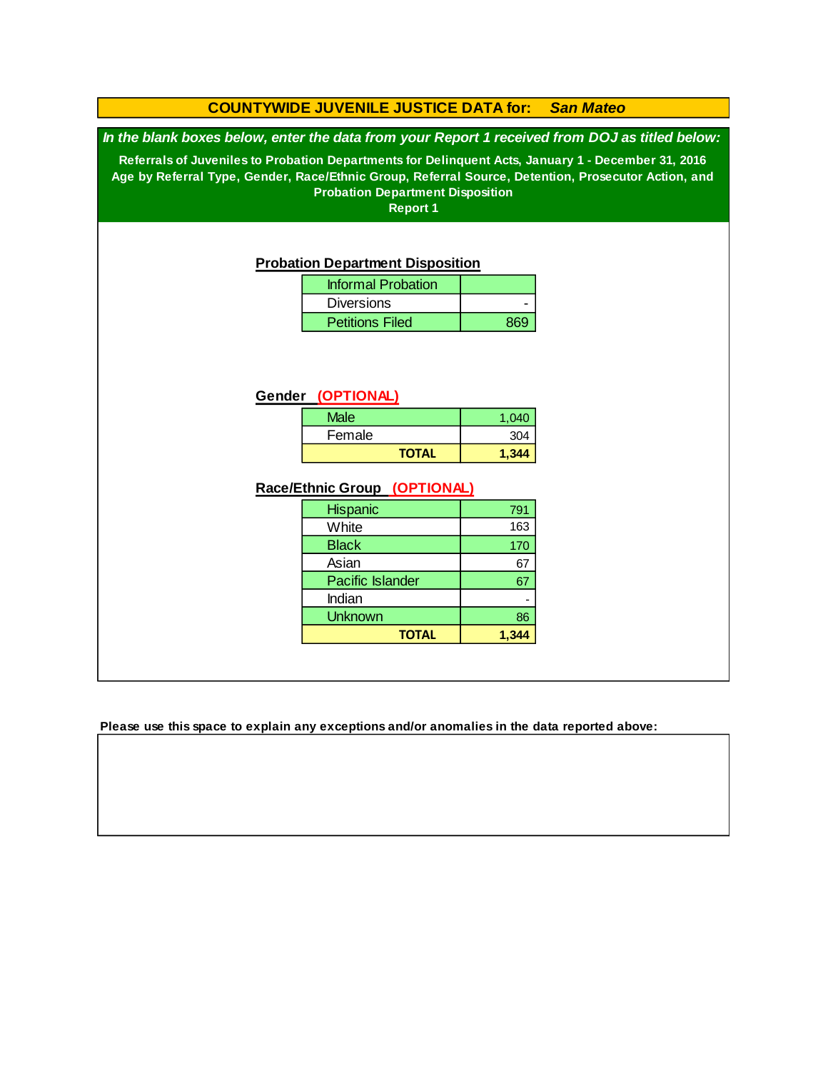## COUNTYWIDE JUVENILE JUSTICE DATA for: *San Mateo*

***In the blank boxes below, enter the data from your Report 1 received from DOJ as titled below:***

**Referrals of Juveniles to Probation Departments for Delinquent Acts, January 1 - December 31, 2016**
**Age by Referral Type, Gender, Race/Ethnic Group, Referral Source, Detention, Prosecutor Action, and Probation Department Disposition**
**Report 1**

### Probation Department Disposition

| | |
|---|---|
| Informal Probation | |
| Diversions | - |
| Petitions Filed | 869 |

### Gender (OPTIONAL)

| | |
|---|---|
| Male | 1,040 |
| Female | 304 |
| **TOTAL** | **1,344** |

### Race/Ethnic Group (OPTIONAL)

| | |
|---|---|
| Hispanic | 791 |
| White | 163 |
| Black | 170 |
| Asian | 67 |
| Pacific Islander | 67 |
| Indian | - |
| Unknown | 86 |
| **TOTAL** | **1,344** |

**Please use this space to explain any exceptions and/or anomalies in the data reported above:**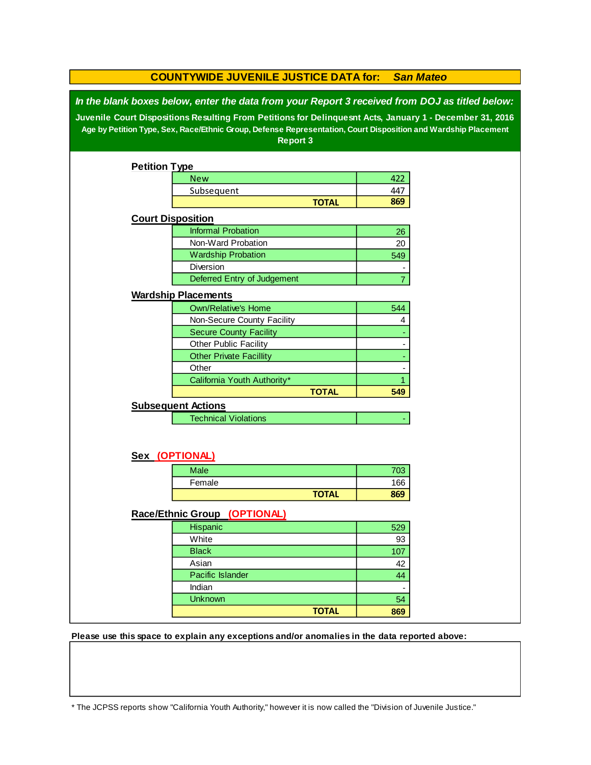# COUNTYWIDE JUVENILE JUSTICE DATA for: *San Mateo*

***In the blank boxes below, enter the data from your Report 3 received from DOJ as titled below:***

**Juvenile Court Dispositions Resulting From Petitions for Delinquesnt Acts, January 1 - December 31, 2016**

**Age by Petition Type, Sex, Race/Ethnic Group, Defense Representation, Court Disposition and Wardship Placement**

**Report 3**

## Petition Type

| | |
|---|---|
| New | 422 |
| Subsequent | 447 |
| **TOTAL** | **869** |

## Court Disposition

| | |
|---|---|
| Informal Probation | 26 |
| Non-Ward Probation | 20 |
| Wardship Probation | 549 |
| Diversion | - |
| Deferred Entry of Judgement | 7 |

## Wardship Placements

| | |
|---|---|
| Own/Relative's Home | 544 |
| Non-Secure County Facility | 4 |
| Secure County Facility | - |
| Other Public Facility | - |
| Other Private Facillity | - |
| Other | - |
| California Youth Authority* | 1 |
| **TOTAL** | **549** |

## Subsequent Actions

| | |
|---|---|
| Technical Violations | - |

## Sex (OPTIONAL)

| | |
|---|---|
| Male | 703 |
| Female | 166 |
| **TOTAL** | **869** |

## Race/Ethnic Group (OPTIONAL)

| | |
|---|---|
| Hispanic | 529 |
| White | 93 |
| Black | 107 |
| Asian | 42 |
| Pacific Islander | 44 |
| Indian | - |
| Unknown | 54 |
| **TOTAL** | **869** |

**Please use this space to explain any exceptions and/or anomalies in the data reported above:**

* The JCPSS reports show "California Youth Authority," however it is now called the "Division of Juvenile Justice."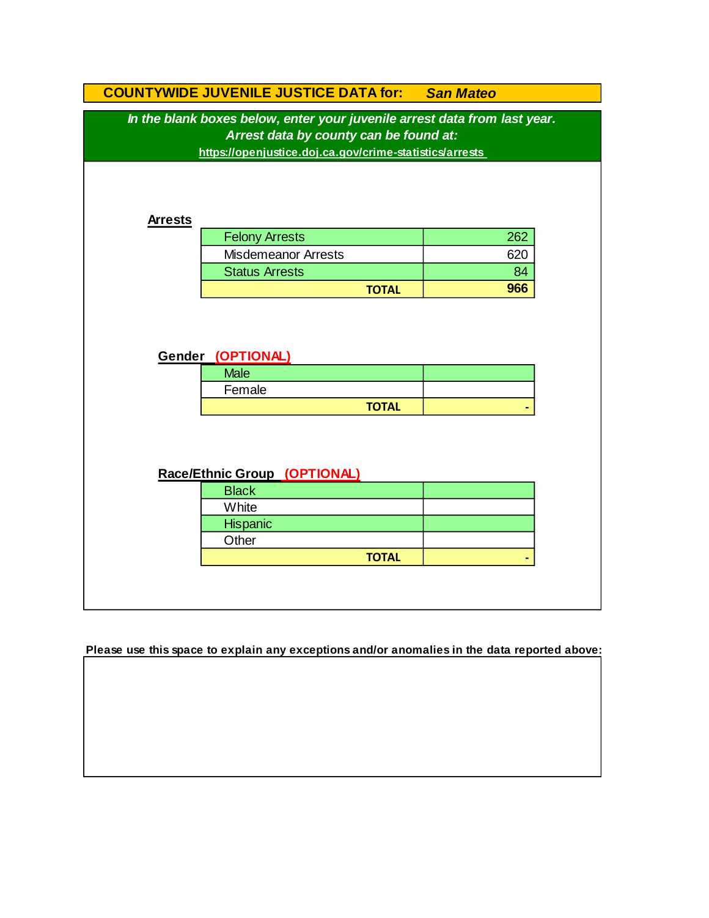# COUNTYWIDE JUVENILE JUSTICE DATA for: *San Mateo*

***In the blank boxes below, enter your juvenile arrest data from last year.***
***Arrest data by county can be found at:***
https://openjustice.doj.ca.gov/crime-statistics/arrests

**Arrests**

| Category | Count |
|---|---|
| Felony Arrests | 262 |
| Misdemeanor Arrests | 620 |
| Status Arrests | 84 |
| **TOTAL** | **966** |

**Gender** **(OPTIONAL)**

| Category | Count |
|---|---|
| Male | |
| Female | |
| **TOTAL** | **-** |

**Race/Ethnic Group** **(OPTIONAL)**

| Category | Count |
|---|---|
| Black | |
| White | |
| Hispanic | |
| Other | |
| **TOTAL** | **-** |

**Please use this space to explain any exceptions and/or anomalies in the data reported above:**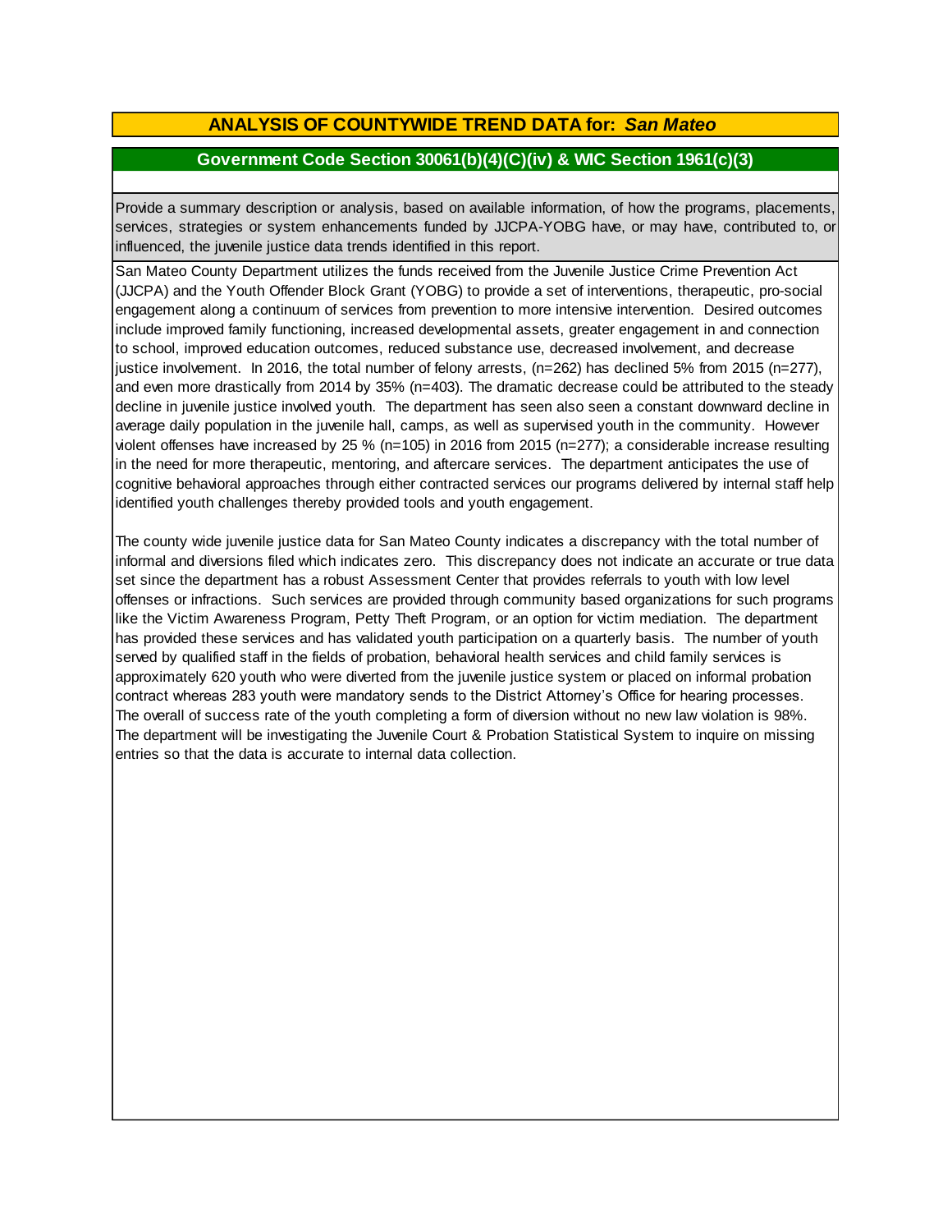## ANALYSIS OF COUNTYWIDE TREND DATA for: *San Mateo*

### Government Code Section 30061(b)(4)(C)(iv) & WIC Section 1961(c)(3)

Provide a summary description or analysis, based on available information, of how the programs, placements, services, strategies or system enhancements funded by JJCPA-YOBG have, or may have, contributed to, or influenced, the juvenile justice data trends identified in this report.

San Mateo County Department utilizes the funds received from the Juvenile Justice Crime Prevention Act (JJCPA) and the Youth Offender Block Grant (YOBG) to provide a set of interventions, therapeutic, pro-social engagement along a continuum of services from prevention to more intensive intervention. Desired outcomes include improved family functioning, increased developmental assets, greater engagement in and connection to school, improved education outcomes, reduced substance use, decreased involvement, and decrease justice involvement. In 2016, the total number of felony arrests, (n=262) has declined 5% from 2015 (n=277), and even more drastically from 2014 by 35% (n=403). The dramatic decrease could be attributed to the steady decline in juvenile justice involved youth. The department has seen also seen a constant downward decline in average daily population in the juvenile hall, camps, as well as supervised youth in the community. However violent offenses have increased by 25 % (n=105) in 2016 from 2015 (n=277); a considerable increase resulting in the need for more therapeutic, mentoring, and aftercare services. The department anticipates the use of cognitive behavioral approaches through either contracted services our programs delivered by internal staff help identified youth challenges thereby provided tools and youth engagement.

The county wide juvenile justice data for San Mateo County indicates a discrepancy with the total number of informal and diversions filed which indicates zero. This discrepancy does not indicate an accurate or true data set since the department has a robust Assessment Center that provides referrals to youth with low level offenses or infractions. Such services are provided through community based organizations for such programs like the Victim Awareness Program, Petty Theft Program, or an option for victim mediation. The department has provided these services and has validated youth participation on a quarterly basis. The number of youth served by qualified staff in the fields of probation, behavioral health services and child family services is approximately 620 youth who were diverted from the juvenile justice system or placed on informal probation contract whereas 283 youth were mandatory sends to the District Attorney's Office for hearing processes. The overall of success rate of the youth completing a form of diversion without no new law violation is 98%. The department will be investigating the Juvenile Court & Probation Statistical System to inquire on missing entries so that the data is accurate to internal data collection.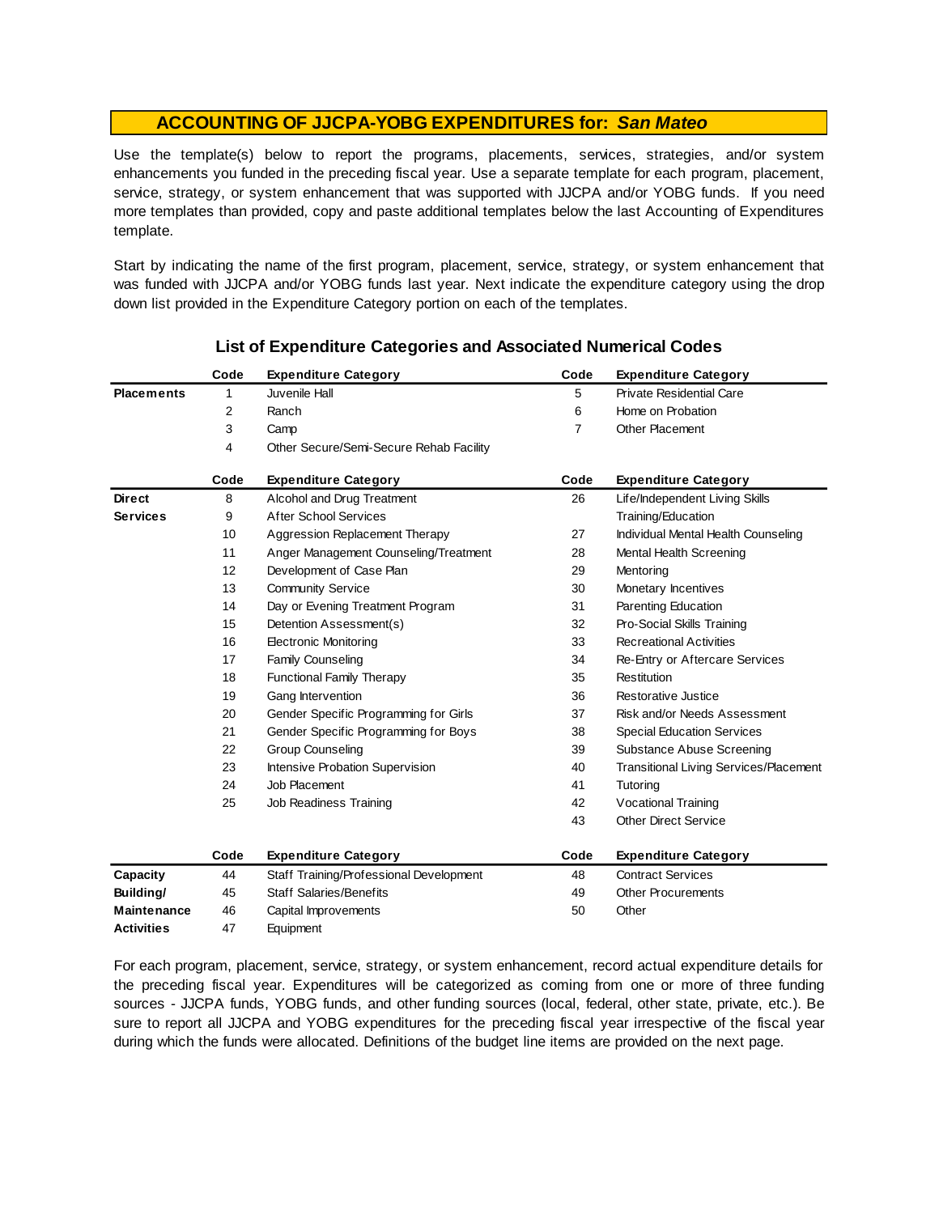## ACCOUNTING OF JJCPA-YOBG EXPENDITURES for: *San Mateo*

Use the template(s) below to report the programs, placements, services, strategies, and/or system enhancements you funded in the preceding fiscal year. Use a separate template for each program, placement, service, strategy, or system enhancement that was supported with JJCPA and/or YOBG funds. If you need more templates than provided, copy and paste additional templates below the last Accounting of Expenditures template.

Start by indicating the name of the first program, placement, service, strategy, or system enhancement that was funded with JJCPA and/or YOBG funds last year. Next indicate the expenditure category using the drop down list provided in the Expenditure Category portion on each of the templates.

### List of Expenditure Categories and Associated Numerical Codes

| | Code | Expenditure Category | Code | Expenditure Category |
|---|---|---|---|---|
| **Placements** | 1 | Juvenile Hall | 5 | Private Residential Care |
| | 2 | Ranch | 6 | Home on Probation |
| | 3 | Camp | 7 | Other Placement |
| | 4 | Other Secure/Semi-Secure Rehab Facility | | |

| | Code | Expenditure Category | Code | Expenditure Category |
|---|---|---|---|---|
| **Direct Services** | 8 | Alcohol and Drug Treatment | 26 | Life/Independent Living Skills Training/Education |
| | 9 | After School Services | | |
| | 10 | Aggression Replacement Therapy | 27 | Individual Mental Health Counseling |
| | 11 | Anger Management Counseling/Treatment | 28 | Mental Health Screening |
| | 12 | Development of Case Plan | 29 | Mentoring |
| | 13 | Community Service | 30 | Monetary Incentives |
| | 14 | Day or Evening Treatment Program | 31 | Parenting Education |
| | 15 | Detention Assessment(s) | 32 | Pro-Social Skills Training |
| | 16 | Electronic Monitoring | 33 | Recreational Activities |
| | 17 | Family Counseling | 34 | Re-Entry or Aftercare Services |
| | 18 | Functional Family Therapy | 35 | Restitution |
| | 19 | Gang Intervention | 36 | Restorative Justice |
| | 20 | Gender Specific Programming for Girls | 37 | Risk and/or Needs Assessment |
| | 21 | Gender Specific Programming for Boys | 38 | Special Education Services |
| | 22 | Group Counseling | 39 | Substance Abuse Screening |
| | 23 | Intensive Probation Supervision | 40 | Transitional Living Services/Placement |
| | 24 | Job Placement | 41 | Tutoring |
| | 25 | Job Readiness Training | 42 | Vocational Training |
| | | | 43 | Other Direct Service |

| | Code | Expenditure Category | Code | Expenditure Category |
|---|---|---|---|---|
| **Capacity Building/ Maintenance Activities** | 44 | Staff Training/Professional Development | 48 | Contract Services |
| | 45 | Staff Salaries/Benefits | 49 | Other Procurements |
| | 46 | Capital Improvements | 50 | Other |
| | 47 | Equipment | | |

For each program, placement, service, strategy, or system enhancement, record actual expenditure details for the preceding fiscal year. Expenditures will be categorized as coming from one or more of three funding sources - JJCPA funds, YOBG funds, and other funding sources (local, federal, other state, private, etc.). Be sure to report all JJCPA and YOBG expenditures for the preceding fiscal year irrespective of the fiscal year during which the funds were allocated. Definitions of the budget line items are provided on the next page.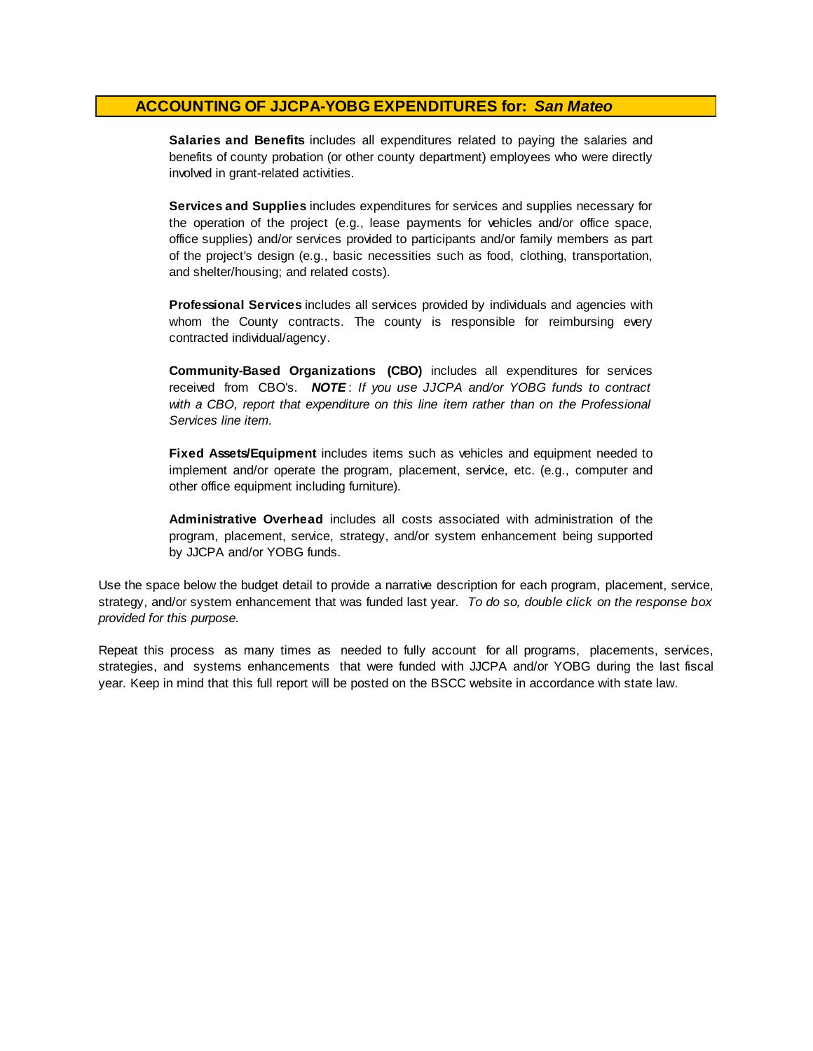## ACCOUNTING OF JJCPA-YOBG EXPENDITURES for: *San Mateo*

**Salaries and Benefits** includes all expenditures related to paying the salaries and benefits of county probation (or other county department) employees who were directly involved in grant-related activities.

**Services and Supplies** includes expenditures for services and supplies necessary for the operation of the project (e.g., lease payments for vehicles and/or office space, office supplies) and/or services provided to participants and/or family members as part of the project's design (e.g., basic necessities such as food, clothing, transportation, and shelter/housing; and related costs).

**Professional Services** includes all services provided by individuals and agencies with whom the County contracts. The county is responsible for reimbursing every contracted individual/agency.

**Community-Based Organizations (CBO)** includes all expenditures for services received from CBO's. ***NOTE***: *If you use JJCPA and/or YOBG funds to contract with a CBO, report that expenditure on this line item rather than on the Professional Services line item.*

**Fixed Assets/Equipment** includes items such as vehicles and equipment needed to implement and/or operate the program, placement, service, etc. (e.g., computer and other office equipment including furniture).

**Administrative Overhead** includes all costs associated with administration of the program, placement, service, strategy, and/or system enhancement being supported by JJCPA and/or YOBG funds.

Use the space below the budget detail to provide a narrative description for each program, placement, service, strategy, and/or system enhancement that was funded last year. *To do so, double click on the response box provided for this purpose.*

Repeat this process as many times as needed to fully account for all programs, placements, services, strategies, and systems enhancements that were funded with JJCPA and/or YOBG during the last fiscal year. Keep in mind that this full report will be posted on the BSCC website in accordance with state law.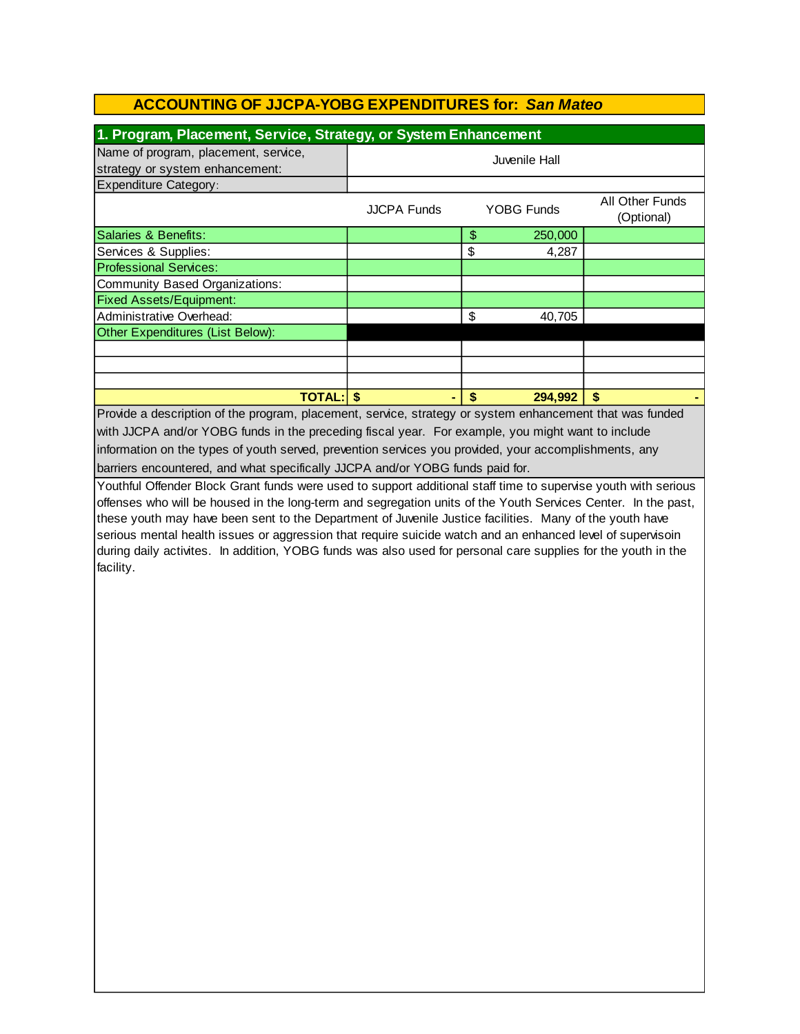## ACCOUNTING OF JJCPA-YOBG EXPENDITURES for: *San Mateo*

### 1. Program, Placement, Service, Strategy, or System Enhancement

| Name of program, placement, service, strategy or system enhancement: | Juvenile Hall | | |
|---|---|---|---|
| Expenditure Category: | | | |
| | JJCPA Funds | YOBG Funds | All Other Funds (Optional) |
| Salaries & Benefits: | | $ 250,000 | |
| Services & Supplies: | | $ 4,287 | |
| Professional Services: | | | |
| Community Based Organizations: | | | |
| Fixed Assets/Equipment: | | | |
| Administrative Overhead: | | $ 40,705 | |
| Other Expenditures (List Below): | | | |
| | | | |
| | | | |
| | | | |
| **TOTAL:** | **$ -** | **$ 294,992** | **$ -** |

Provide a description of the program, placement, service, strategy or system enhancement that was funded with JJCPA and/or YOBG funds in the preceding fiscal year. For example, you might want to include information on the types of youth served, prevention services you provided, your accomplishments, any barriers encountered, and what specifically JJCPA and/or YOBG funds paid for.

Youthful Offender Block Grant funds were used to support additional staff time to supervise youth with serious offenses who will be housed in the long-term and segregation units of the Youth Services Center. In the past, these youth may have been sent to the Department of Juvenile Justice facilities. Many of the youth have serious mental health issues or aggression that require suicide watch and an enhanced level of supervisoin during daily activites. In addition, YOBG funds was also used for personal care supplies for the youth in the facility.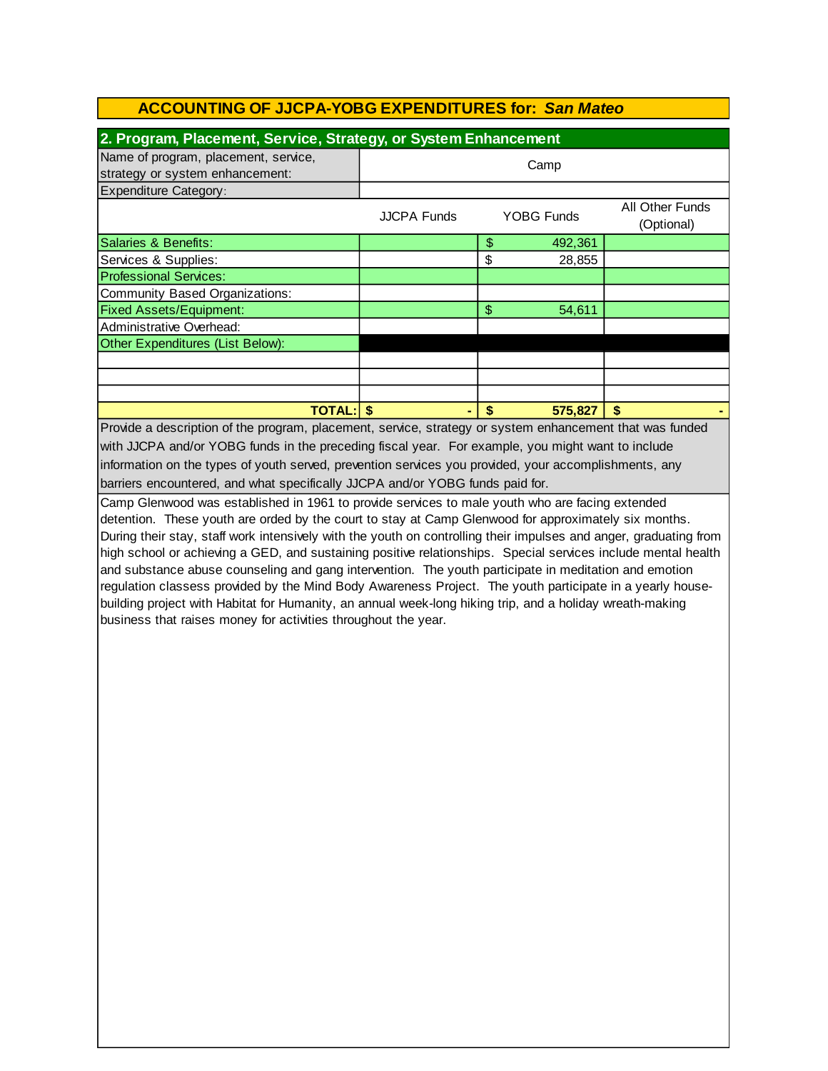## ACCOUNTING OF JJCPA-YOBG EXPENDITURES for: *San Mateo*

### 2. Program, Placement, Service, Strategy, or System Enhancement

| Name of program, placement, service, strategy or system enhancement: | Camp | | |
|---|---|---|---|
| Expenditure Category: | | | |
| | JJCPA Funds | YOBG Funds | All Other Funds (Optional) |
| Salaries & Benefits: | | $ 492,361 | |
| Services & Supplies: | | $ 28,855 | |
| Professional Services: | | | |
| Community Based Organizations: | | | |
| Fixed Assets/Equipment: | | $ 54,611 | |
| Administrative Overhead: | | | |
| Other Expenditures (List Below): | | | |
| | | | |
| | | | |
| | | | |
| **TOTAL:** | **$ -** | **$ 575,827** | **$ -** |

Provide a description of the program, placement, service, strategy or system enhancement that was funded with JJCPA and/or YOBG funds in the preceding fiscal year. For example, you might want to include information on the types of youth served, prevention services you provided, your accomplishments, any barriers encountered, and what specifically JJCPA and/or YOBG funds paid for.

Camp Glenwood was established in 1961 to provide services to male youth who are facing extended detention. These youth are orded by the court to stay at Camp Glenwood for approximately six months. During their stay, staff work intensively with the youth on controlling their impulses and anger, graduating from high school or achieving a GED, and sustaining positive relationships. Special services include mental health and substance abuse counseling and gang intervention. The youth participate in meditation and emotion regulation classess provided by the Mind Body Awareness Project. The youth participate in a yearly house-building project with Habitat for Humanity, an annual week-long hiking trip, and a holiday wreath-making business that raises money for activities throughout the year.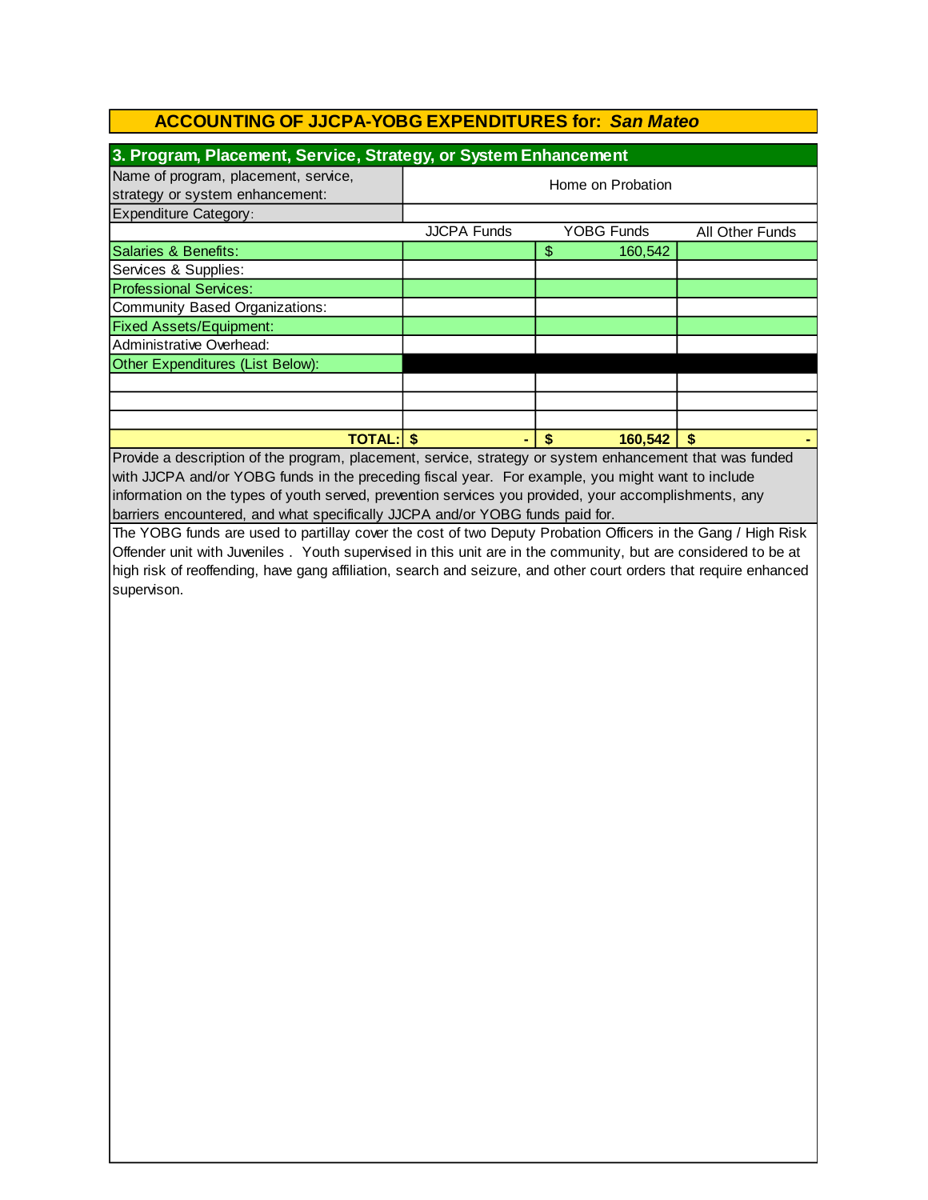## ACCOUNTING OF JJCPA-YOBG EXPENDITURES for: *San Mateo*

### 3. Program, Placement, Service, Strategy, or System Enhancement

| Name of program, placement, service, strategy or system enhancement: | Home on Probation | | |
|---|---|---|---|
| Expenditure Category: | | | |
| | JJCPA Funds | YOBG Funds | All Other Funds |
| Salaries & Benefits: | | $ 160,542 | |
| Services & Supplies: | | | |
| Professional Services: | | | |
| Community Based Organizations: | | | |
| Fixed Assets/Equipment: | | | |
| Administrative Overhead: | | | |
| Other Expenditures (List Below): | | | |
| | | | |
| | | | |
| | | | |
| **TOTAL:** | **$ -** | **$ 160,542** | **$ -** |

Provide a description of the program, placement, service, strategy or system enhancement that was funded with JJCPA and/or YOBG funds in the preceding fiscal year. For example, you might want to include information on the types of youth served, prevention services you provided, your accomplishments, any barriers encountered, and what specifically JJCPA and/or YOBG funds paid for.

The YOBG funds are used to partillay cover the cost of two Deputy Probation Officers in the Gang / High Risk Offender unit with Juveniles . Youth supervised in this unit are in the community, but are considered to be at high risk of reoffending, have gang affiliation, search and seizure, and other court orders that require enhanced supervison.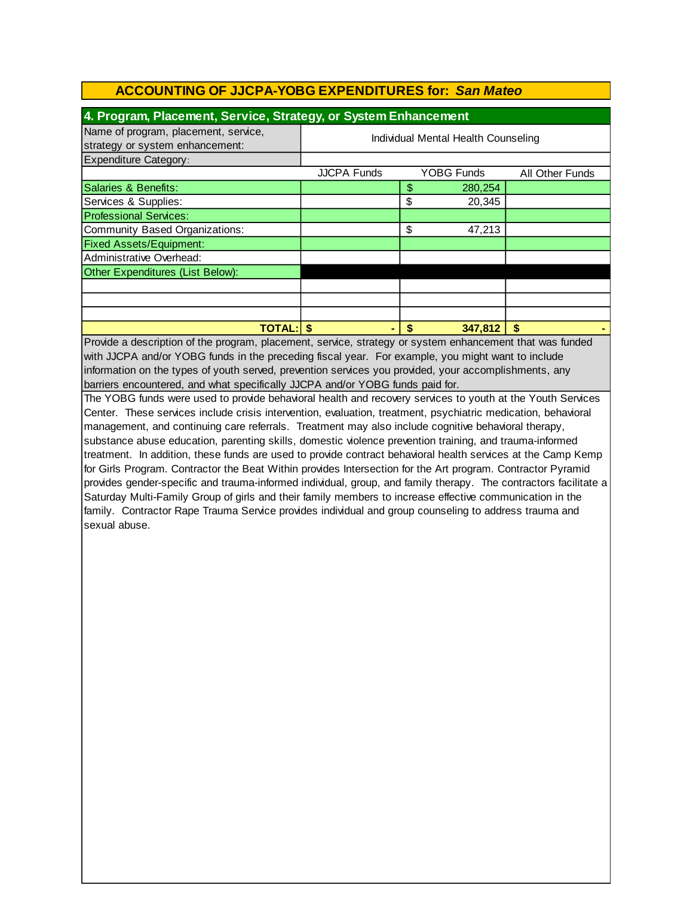## ACCOUNTING OF JJCPA-YOBG EXPENDITURES for: *San Mateo*

### 4. Program, Placement, Service, Strategy, or System Enhancement

| Name of program, placement, service, strategy or system enhancement: | Individual Mental Health Counseling | | |
|---|---|---|---|
| Expenditure Category: | | | |
| | JJCPA Funds | YOBG Funds | All Other Funds |
| Salaries & Benefits: | | $ 280,254 | |
| Services & Supplies: | | $ 20,345 | |
| Professional Services: | | | |
| Community Based Organizations: | | $ 47,213 | |
| Fixed Assets/Equipment: | | | |
| Administrative Overhead: | | | |
| Other Expenditures (List Below): | | | |
| | | | |
| | | | |
| | | | |
| **TOTAL:** | **$ -** | **$ 347,812** | **$ -** |

Provide a description of the program, placement, service, strategy or system enhancement that was funded with JJCPA and/or YOBG funds in the preceding fiscal year. For example, you might want to include information on the types of youth served, prevention services you provided, your accomplishments, any barriers encountered, and what specifically JJCPA and/or YOBG funds paid for.

The YOBG funds were used to provide behavioral health and recovery services to youth at the Youth Services Center. These services include crisis intervention, evaluation, treatment, psychiatric medication, behavioral management, and continuing care referrals. Treatment may also include cognitive behavioral therapy, substance abuse education, parenting skills, domestic violence prevention training, and trauma-informed treatment. In addition, these funds are used to provide contract behavioral health services at the Camp Kemp for Girls Program. Contractor the Beat Within provides Intersection for the Art program. Contractor Pyramid provides gender-specific and trauma-informed individual, group, and family therapy. The contractors facilitate a Saturday Multi-Family Group of girls and their family members to increase effective communication in the family. Contractor Rape Trauma Service provides individual and group counseling to address trauma and sexual abuse.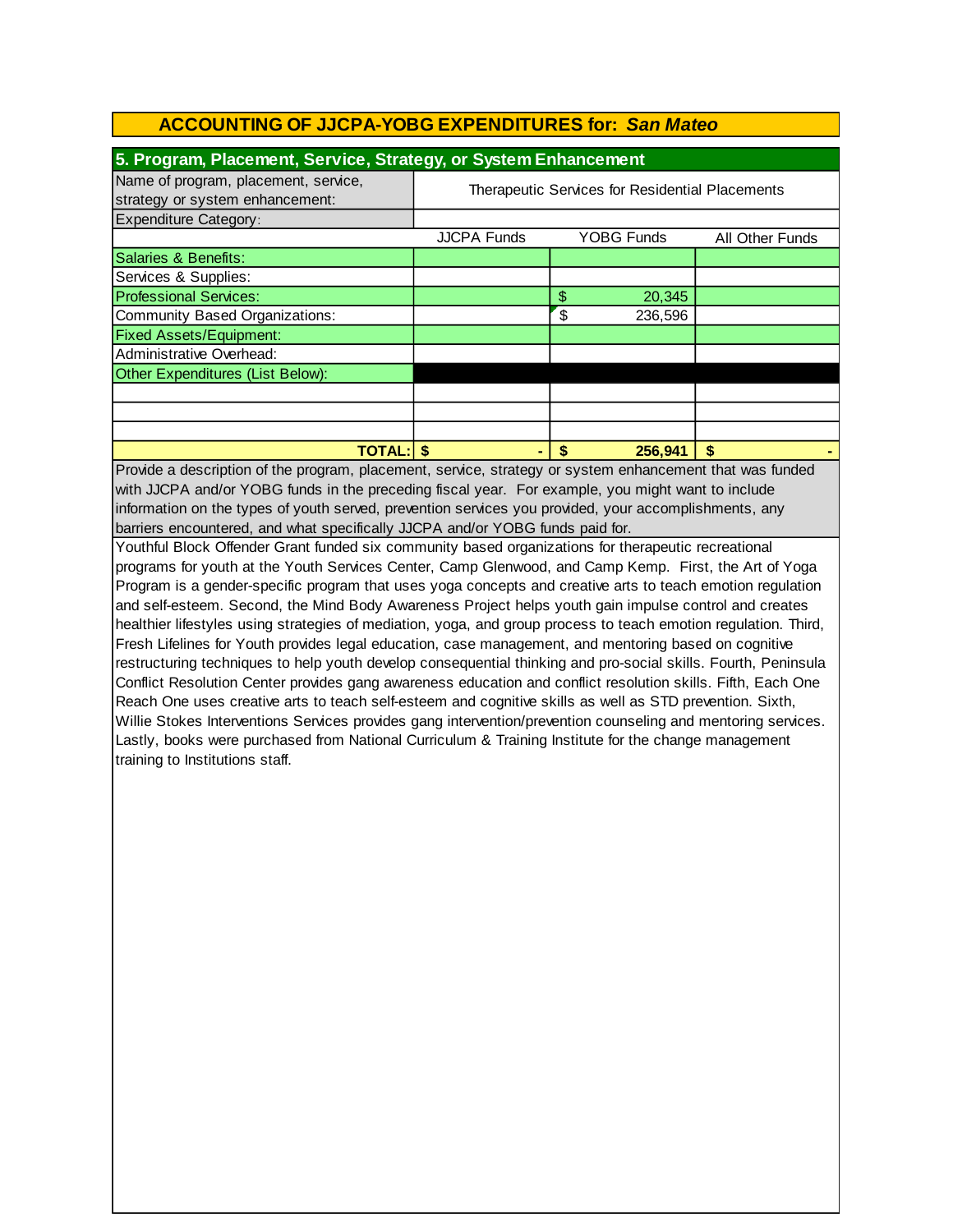## ACCOUNTING OF JJCPA-YOBG EXPENDITURES for: *San Mateo*

### 5. Program, Placement, Service, Strategy, or System Enhancement

| Name of program, placement, service, strategy or system enhancement: | Therapeutic Services for Residential Placements | | |
|---|---|---|---|
| Expenditure Category: | | | |
| | JJCPA Funds | YOBG Funds | All Other Funds |
| Salaries & Benefits: | | | |
| Services & Supplies: | | | |
| Professional Services: | | $ 20,345 | |
| Community Based Organizations: | | $ 236,596 | |
| Fixed Assets/Equipment: | | | |
| Administrative Overhead: | | | |
| Other Expenditures (List Below): | | | |
| | | | |
| | | | |
| | | | |
| **TOTAL:** | **$ -** | **$ 256,941** | **$ -** |

Provide a description of the program, placement, service, strategy or system enhancement that was funded with JJCPA and/or YOBG funds in the preceding fiscal year. For example, you might want to include information on the types of youth served, prevention services you provided, your accomplishments, any barriers encountered, and what specifically JJCPA and/or YOBG funds paid for.

Youthful Block Offender Grant funded six community based organizations for therapeutic recreational programs for youth at the Youth Services Center, Camp Glenwood, and Camp Kemp. First, the Art of Yoga Program is a gender-specific program that uses yoga concepts and creative arts to teach emotion regulation and self-esteem. Second, the Mind Body Awareness Project helps youth gain impulse control and creates healthier lifestyles using strategies of mediation, yoga, and group process to teach emotion regulation. Third, Fresh Lifelines for Youth provides legal education, case management, and mentoring based on cognitive restructuring techniques to help youth develop consequential thinking and pro-social skills. Fourth, Peninsula Conflict Resolution Center provides gang awareness education and conflict resolution skills. Fifth, Each One Reach One uses creative arts to teach self-esteem and cognitive skills as well as STD prevention. Sixth, Willie Stokes Interventions Services provides gang intervention/prevention counseling and mentoring services. Lastly, books were purchased from National Curriculum & Training Institute for the change management training to Institutions staff.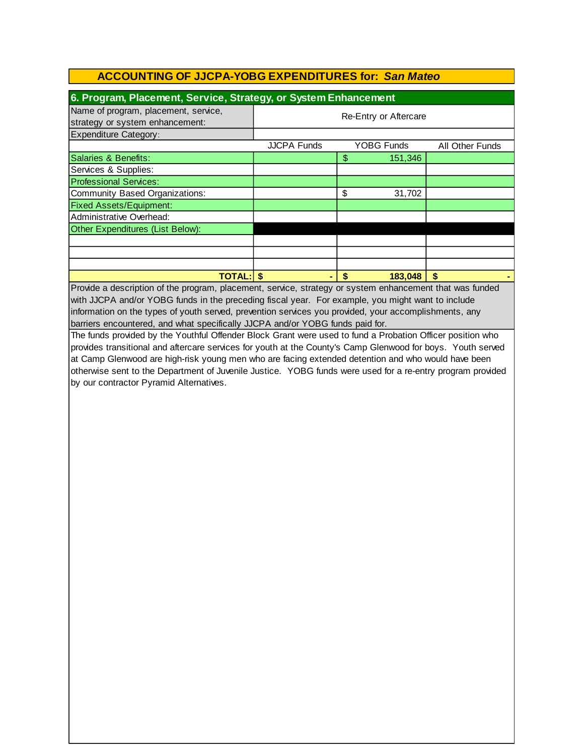## ACCOUNTING OF JJCPA-YOBG EXPENDITURES for: *San Mateo*

### 6. Program, Placement, Service, Strategy, or System Enhancement

| Name of program, placement, service, strategy or system enhancement: | Re-Entry or Aftercare | | |
|---|---|---|---|
| Expenditure Category: | | | |
| | JJCPA Funds | YOBG Funds | All Other Funds |
| Salaries & Benefits: | | $ 151,346 | |
| Services & Supplies: | | | |
| Professional Services: | | | |
| Community Based Organizations: | | $ 31,702 | |
| Fixed Assets/Equipment: | | | |
| Administrative Overhead: | | | |
| Other Expenditures (List Below): | | | |
| | | | |
| | | | |
| | | | |
| **TOTAL:** | **$ -** | **$ 183,048** | **$ -** |

Provide a description of the program, placement, service, strategy or system enhancement that was funded with JJCPA and/or YOBG funds in the preceding fiscal year. For example, you might want to include information on the types of youth served, prevention services you provided, your accomplishments, any barriers encountered, and what specifically JJCPA and/or YOBG funds paid for.

The funds provided by the Youthful Offender Block Grant were used to fund a Probation Officer position who provides transitional and aftercare services for youth at the County's Camp Glenwood for boys. Youth served at Camp Glenwood are high-risk young men who are facing extended detention and who would have been otherwise sent to the Department of Juvenile Justice. YOBG funds were used for a re-entry program provided by our contractor Pyramid Alternatives.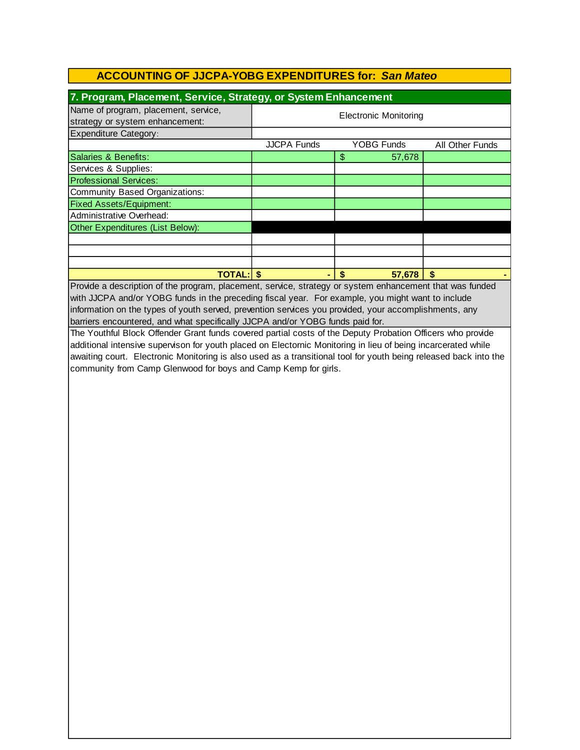## ACCOUNTING OF JJCPA-YOBG EXPENDITURES for: *San Mateo*

### 7. Program, Placement, Service, Strategy, or System Enhancement

| Name of program, placement, service, strategy or system enhancement: | Electronic Monitoring | | |
|---|---|---|---|
| Expenditure Category: | | | |
| | JJCPA Funds | YOBG Funds | All Other Funds |
| Salaries & Benefits: | | $ 57,678 | |
| Services & Supplies: | | | |
| Professional Services: | | | |
| Community Based Organizations: | | | |
| Fixed Assets/Equipment: | | | |
| Administrative Overhead: | | | |
| Other Expenditures (List Below): | | | |
| | | | |
| | | | |
| | | | |
| **TOTAL:** | **$ -** | **$ 57,678** | **$ -** |

Provide a description of the program, placement, service, strategy or system enhancement that was funded with JJCPA and/or YOBG funds in the preceding fiscal year. For example, you might want to include information on the types of youth served, prevention services you provided, your accomplishments, any barriers encountered, and what specifically JJCPA and/or YOBG funds paid for.

The Youthful Block Offender Grant funds covered partial costs of the Deputy Probation Officers who provide additional intensive supervison for youth placed on Electonic Monitoring in lieu of being incarcerated while awaiting court. Electronic Monitoring is also used as a transitional tool for youth being released back into the community from Camp Glenwood for boys and Camp Kemp for girls.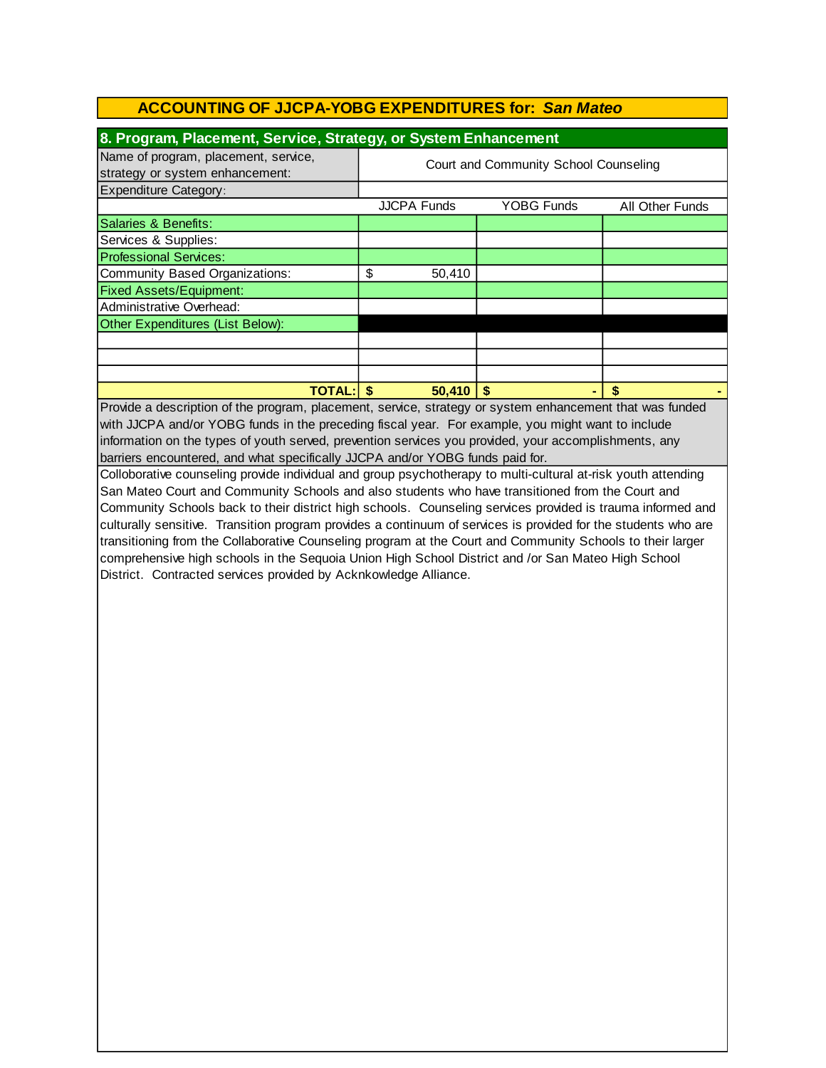## ACCOUNTING OF JJCPA-YOBG EXPENDITURES for: *San Mateo*

### 8. Program, Placement, Service, Strategy, or System Enhancement

| Name of program, placement, service, strategy or system enhancement: | Court and Community School Counseling | | |
|---|---|---|---|
| Expenditure Category: | | | |
| | JJCPA Funds | YOBG Funds | All Other Funds |
| Salaries & Benefits: | | | |
| Services & Supplies: | | | |
| Professional Services: | | | |
| Community Based Organizations: | $ 50,410 | | |
| Fixed Assets/Equipment: | | | |
| Administrative Overhead: | | | |
| Other Expenditures (List Below): | | | |
| | | | |
| | | | |
| | | | |
| **TOTAL:** | **$ 50,410** | **$ -** | **$ -** |

Provide a description of the program, placement, service, strategy or system enhancement that was funded with JJCPA and/or YOBG funds in the preceding fiscal year. For example, you might want to include information on the types of youth served, prevention services you provided, your accomplishments, any barriers encountered, and what specifically JJCPA and/or YOBG funds paid for.

Colloborative counseling provide individual and group psychotherapy to multi-cultural at-risk youth attending San Mateo Court and Community Schools and also students who have transitioned from the Court and Community Schools back to their district high schools. Counseling services provided is trauma informed and culturally sensitive. Transition program provides a continuum of services is provided for the students who are transitioning from the Collaborative Counseling program at the Court and Community Schools to their larger comprehensive high schools in the Sequoia Union High School District and /or San Mateo High School District. Contracted services provided by Acknkowledge Alliance.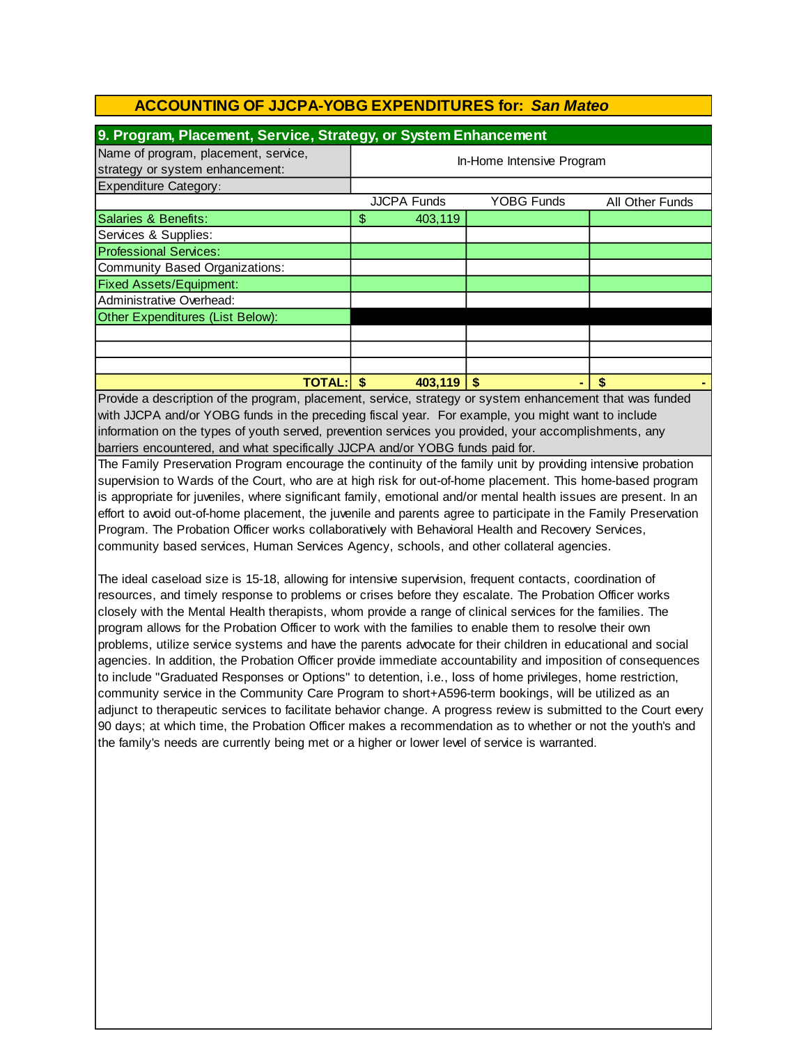## ACCOUNTING OF JJCPA-YOBG EXPENDITURES for: *San Mateo*

### 9. Program, Placement, Service, Strategy, or System Enhancement

| Name of program, placement, service, strategy or system enhancement: | In-Home Intensive Program | | |
|---|---|---|---|
| Expenditure Category: | | | |
| | JJCPA Funds | YOBG Funds | All Other Funds |
| Salaries & Benefits: | $ 403,119 | | |
| Services & Supplies: | | | |
| Professional Services: | | | |
| Community Based Organizations: | | | |
| Fixed Assets/Equipment: | | | |
| Administrative Overhead: | | | |
| Other Expenditures (List Below): | | | |
| | | | |
| | | | |
| | | | |
| **TOTAL:** | **$ 403,119** | **$ -** | **$ -** |

Provide a description of the program, placement, service, strategy or system enhancement that was funded with JJCPA and/or YOBG funds in the preceding fiscal year. For example, you might want to include information on the types of youth served, prevention services you provided, your accomplishments, any barriers encountered, and what specifically JJCPA and/or YOBG funds paid for.

The Family Preservation Program encourage the continuity of the family unit by providing intensive probation supervision to Wards of the Court, who are at high risk for out-of-home placement. This home-based program is appropriate for juveniles, where significant family, emotional and/or mental health issues are present. In an effort to avoid out-of-home placement, the juvenile and parents agree to participate in the Family Preservation Program. The Probation Officer works collaboratively with Behavioral Health and Recovery Services, community based services, Human Services Agency, schools, and other collateral agencies.

The ideal caseload size is 15-18, allowing for intensive supervision, frequent contacts, coordination of resources, and timely response to problems or crises before they escalate. The Probation Officer works closely with the Mental Health therapists, whom provide a range of clinical services for the families. The program allows for the Probation Officer to work with the families to enable them to resolve their own problems, utilize service systems and have the parents advocate for their children in educational and social agencies. In addition, the Probation Officer provide immediate accountability and imposition of consequences to include "Graduated Responses or Options" to detention, i.e., loss of home privileges, home restriction, community service in the Community Care Program to short+A596-term bookings, will be utilized as an adjunct to therapeutic services to facilitate behavior change. A progress review is submitted to the Court every 90 days; at which time, the Probation Officer makes a recommendation as to whether or not the youth's and the family's needs are currently being met or a higher or lower level of service is warranted.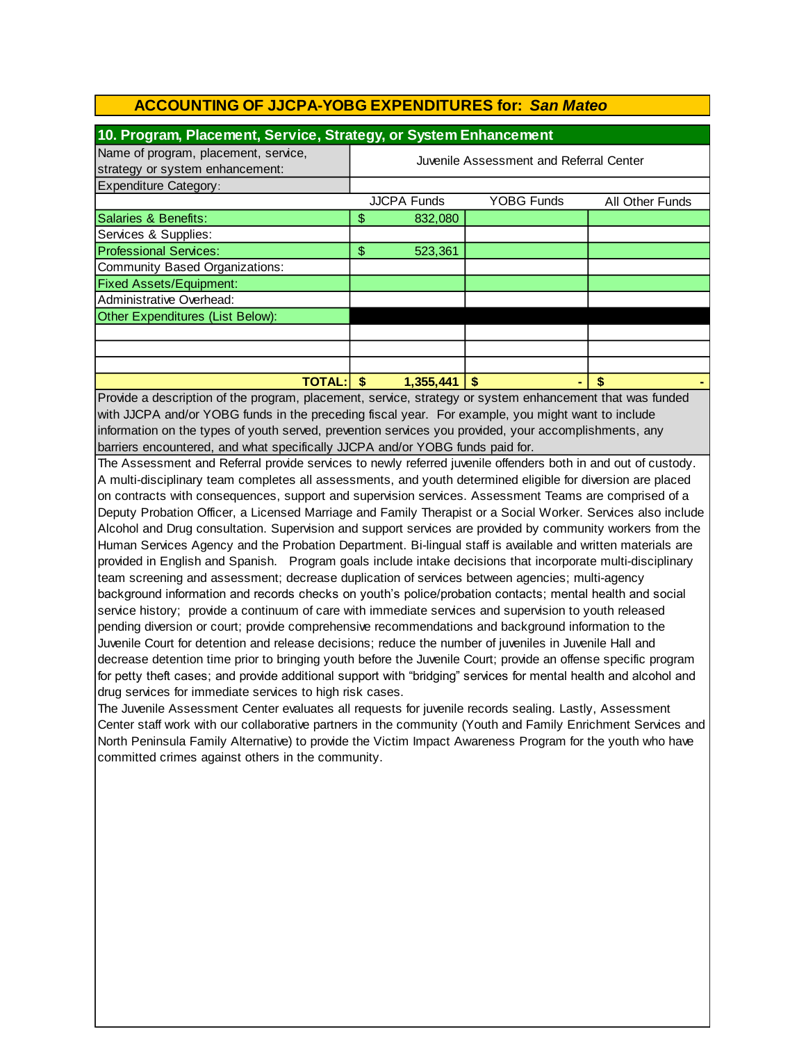## ACCOUNTING OF JJCPA-YOBG EXPENDITURES for: *San Mateo*

### 10. Program, Placement, Service, Strategy, or System Enhancement

| Name of program, placement, service, strategy or system enhancement: | Juvenile Assessment and Referral Center | | |
|---|---|---|---|
| Expenditure Category: | | | |
| | JJCPA Funds | YOBG Funds | All Other Funds |
| Salaries & Benefits: | $ 832,080 | | |
| Services & Supplies: | | | |
| Professional Services: | $ 523,361 | | |
| Community Based Organizations: | | | |
| Fixed Assets/Equipment: | | | |
| Administrative Overhead: | | | |
| Other Expenditures (List Below): | | | |
| | | | |
| | | | |
| | | | |
| **TOTAL:** | **$ 1,355,441** | **$ -** | **$ -** |

Provide a description of the program, placement, service, strategy or system enhancement that was funded with JJCPA and/or YOBG funds in the preceding fiscal year. For example, you might want to include information on the types of youth served, prevention services you provided, your accomplishments, any barriers encountered, and what specifically JJCPA and/or YOBG funds paid for.

The Assessment and Referral provide services to newly referred juvenile offenders both in and out of custody. A multi-disciplinary team completes all assessments, and youth determined eligible for diversion are placed on contracts with consequences, support and supervision services. Assessment Teams are comprised of a Deputy Probation Officer, a Licensed Marriage and Family Therapist or a Social Worker. Services also include Alcohol and Drug consultation. Supervision and support services are provided by community workers from the Human Services Agency and the Probation Department. Bi-lingual staff is available and written materials are provided in English and Spanish. Program goals include intake decisions that incorporate multi-disciplinary team screening and assessment; decrease duplication of services between agencies; multi-agency background information and records checks on youth's police/probation contacts; mental health and social service history; provide a continuum of care with immediate services and supervision to youth released pending diversion or court; provide comprehensive recommendations and background information to the Juvenile Court for detention and release decisions; reduce the number of juveniles in Juvenile Hall and decrease detention time prior to bringing youth before the Juvenile Court; provide an offense specific program for petty theft cases; and provide additional support with "bridging" services for mental health and alcohol and drug services for immediate services to high risk cases.

The Juvenile Assessment Center evaluates all requests for juvenile records sealing. Lastly, Assessment Center staff work with our collaborative partners in the community (Youth and Family Enrichment Services and North Peninsula Family Alternative) to provide the Victim Impact Awareness Program for the youth who have committed crimes against others in the community.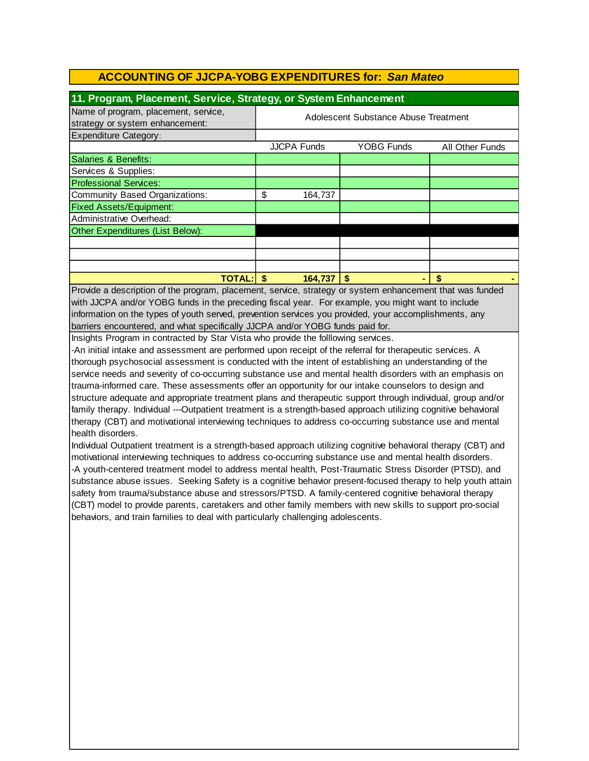## ACCOUNTING OF JJCPA-YOBG EXPENDITURES for: *San Mateo*

### 11. Program, Placement, Service, Strategy, or System Enhancement

| Name of program, placement, service, strategy or system enhancement: | Adolescent Substance Abuse Treatment | | |
|---|---|---|---|
| Expenditure Category: | | | |
| | JJCPA Funds | YOBG Funds | All Other Funds |
| Salaries & Benefits: | | | |
| Services & Supplies: | | | |
| Professional Services: | | | |
| Community Based Organizations: | $ 164,737 | | |
| Fixed Assets/Equipment: | | | |
| Administrative Overhead: | | | |
| Other Expenditures (List Below): | | | |
| | | | |
| | | | |
| | | | |
| **TOTAL:** | **$ 164,737** | **$ -** | **$ -** |

Provide a description of the program, placement, service, strategy or system enhancement that was funded with JJCPA and/or YOBG funds in the preceding fiscal year. For example, you might want to include information on the types of youth served, prevention services you provided, your accomplishments, any barriers encountered, and what specifically JJCPA and/or YOBG funds paid for.

Insights Program in contracted by Star Vista who provide the folllowing services.
-An initial intake and assessment are performed upon receipt of the referral for therapeutic services. A thorough psychosocial assessment is conducted with the intent of establishing an understanding of the service needs and severity of co-occurring substance use and mental health disorders with an emphasis on trauma-informed care. These assessments offer an opportunity for our intake counselors to design and structure adequate and appropriate treatment plans and therapeutic support through individual, group and/or family therapy. Individual ---Outpatient treatment is a strength-based approach utilizing cognitive behavioral therapy (CBT) and motivational interviewing techniques to address co-occurring substance use and mental health disorders.
Individual Outpatient treatment is a strength-based approach utilizing cognitive behavioral therapy (CBT) and motivational interviewing techniques to address co-occurring substance use and mental health disorders.
-A youth-centered treatment model to address mental health, Post-Traumatic Stress Disorder (PTSD), and substance abuse issues. Seeking Safety is a cognitive behavior present-focused therapy to help youth attain safety from trauma/substance abuse and stressors/PTSD. A family-centered cognitive behavioral therapy (CBT) model to provide parents, caretakers and other family members with new skills to support pro-social behaviors, and train families to deal with particularly challenging adolescents.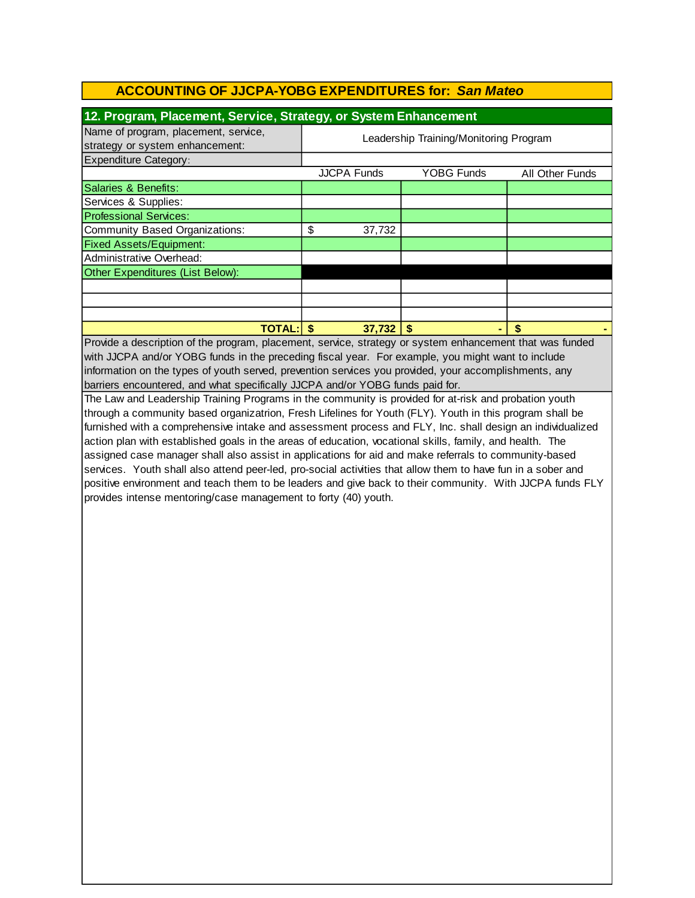## ACCOUNTING OF JJCPA-YOBG EXPENDITURES for: *San Mateo*

### 12. Program, Placement, Service, Strategy, or System Enhancement

| | | | |
|---|---|---|---|
| Name of program, placement, service, strategy or system enhancement: | Leadership Training/Monitoring Program | | |
| Expenditure Category: | | | |
| | JJCPA Funds | YOBG Funds | All Other Funds |
| Salaries & Benefits: | | | |
| Services & Supplies: | | | |
| Professional Services: | | | |
| Community Based Organizations: | $ 37,732 | | |
| Fixed Assets/Equipment: | | | |
| Administrative Overhead: | | | |
| Other Expenditures (List Below): | | | |
| | | | |
| | | | |
| | | | |
| **TOTAL:** | **$ 37,732** | **$ -** | **$ -** |

Provide a description of the program, placement, service, strategy or system enhancement that was funded with JJCPA and/or YOBG funds in the preceding fiscal year. For example, you might want to include information on the types of youth served, prevention services you provided, your accomplishments, any barriers encountered, and what specifically JJCPA and/or YOBG funds paid for.

The Law and Leadership Training Programs in the community is provided for at-risk and probation youth through a community based organizatrion, Fresh Lifelines for Youth (FLY). Youth in this program shall be furnished with a comprehensive intake and assessment process and FLY, Inc. shall design an individualized action plan with established goals in the areas of education, vocational skills, family, and health. The assigned case manager shall also assist in applications for aid and make referrals to community-based services. Youth shall also attend peer-led, pro-social activities that allow them to have fun in a sober and positive environment and teach them to be leaders and give back to their community. With JJCPA funds FLY provides intense mentoring/case management to forty (40) youth.